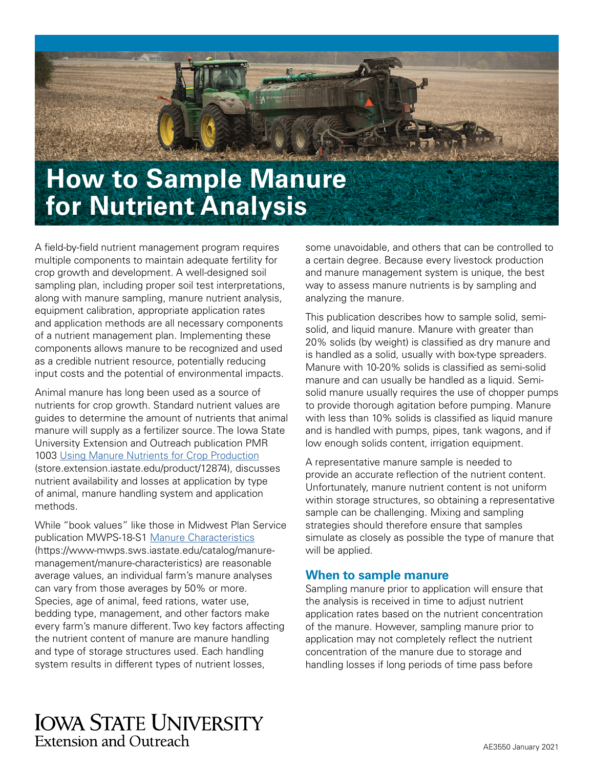# How to Sample Manure for Nutrient Analysis

A field-by-field nutrient management program requires multiple components to maintain adequate fertility for crop growth and development. A well-designed soil sampling plan, including proper soil test interpretations, along with manure sampling, manure nutrient analysis, equipment calibration, appropriate application rates and application methods are all necessary components of a nutrient management plan. Implementing these components allows manure to be recognized and used as a credible nutrient resource, potentially reducing input costs and the potential of environmental impacts.

Animal manure has long been used as a source of nutrients for crop growth. Standard nutrient values are guides to determine the amount of nutrients that animal manure will supply as a fertilizer source. The Iowa State University Extension and Outreach publication PMR 1003 [Using Manure Nutrients for Crop Production](store.extension.iastate.edu/product/12874) (store.extension.iastate.edu/product/12874), discusses nutrient availability and losses at application by type of animal, manure handling system and application methods.

While "book values" like those in Midwest Plan Service publication MWPS-18-S1 [Manure Characteristics](https://www-mwps.sws.iastate.edu/catalog/manure-management/manure-characteristics) (https://www-mwps.sws.iastate.edu/catalog/manure-management/manure-characteristics) are reasonable average values, an individual farm's manure analyses can vary from those averages by 50% or more. Species, age of animal, feed rations, water use, bedding type, management, and other factors make every farm's manure different. Two key factors affecting the nutrient content of manure are manure handling and type of storage structures used. Each handling system results in different types of nutrient losses, some unavoidable, and others that can be controlled to a certain degree. Because every livestock production and manure management system is unique, the best way to assess manure nutrients is by sampling and analyzing the manure.

This publication describes how to sample solid, semi-solid, and liquid manure. Manure with greater than 20% solids (by weight) is classified as dry manure and is handled as a solid, usually with box-type spreaders. Manure with 10-20% solids is classified as semi-solid manure and can usually be handled as a liquid. Semi-solid manure usually requires the use of chopper pumps to provide thorough agitation before pumping. Manure with less than 10% solids is classified as liquid manure and is handled with pumps, pipes, tank wagons, and if low enough solids content, irrigation equipment.

A representative manure sample is needed to provide an accurate reflection of the nutrient content. Unfortunately, manure nutrient content is not uniform within storage structures, so obtaining a representative sample can be challenging. Mixing and sampling strategies should therefore ensure that samples simulate as closely as possible the type of manure that will be applied.

## When to sample manure

Sampling manure prior to application will ensure that the analysis is received in time to adjust nutrient application rates based on the nutrient concentration of the manure. However, sampling manure prior to application may not completely reflect the nutrient concentration of the manure due to storage and handling losses if long periods of time pass before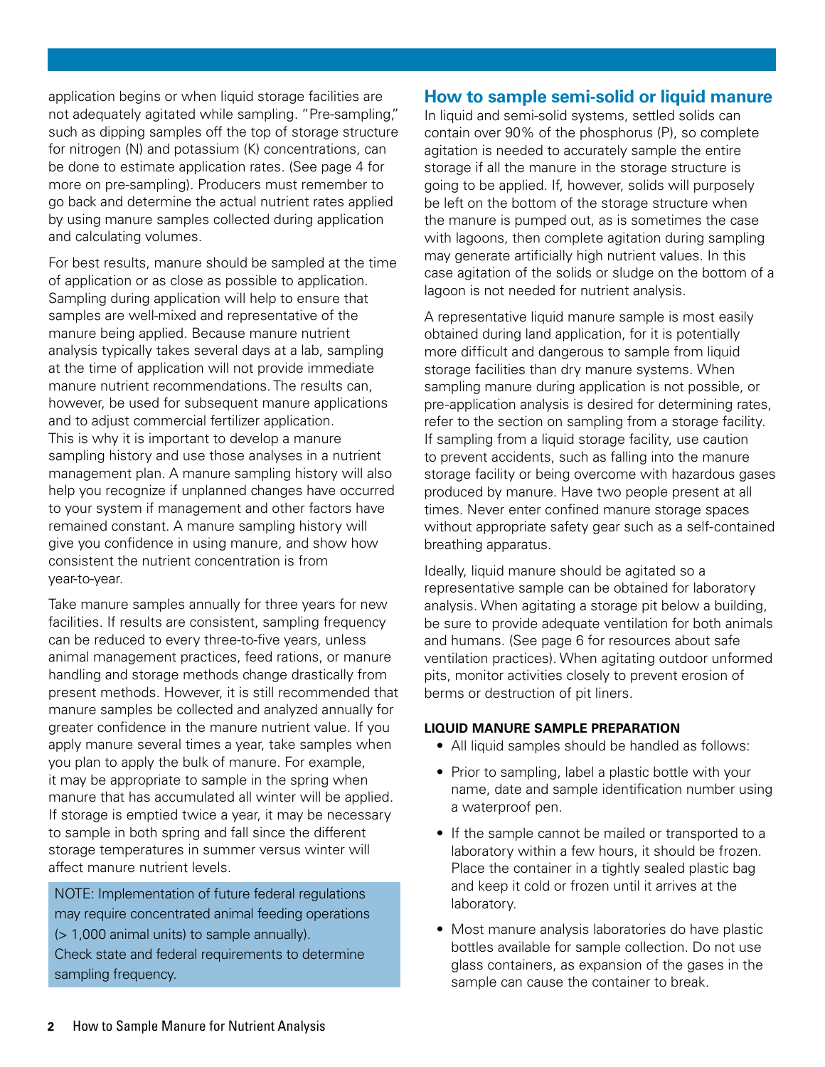application begins or when liquid storage facilities are not adequately agitated while sampling. "Pre-sampling," such as dipping samples off the top of storage structure for nitrogen (N) and potassium (K) concentrations, can be done to estimate application rates. (See page 4 for more on pre-sampling). Producers must remember to go back and determine the actual nutrient rates applied by using manure samples collected during application and calculating volumes.

For best results, manure should be sampled at the time of application or as close as possible to application. Sampling during application will help to ensure that samples are well-mixed and representative of the manure being applied. Because manure nutrient analysis typically takes several days at a lab, sampling at the time of application will not provide immediate manure nutrient recommendations. The results can, however, be used for subsequent manure applications and to adjust commercial fertilizer application. This is why it is important to develop a manure sampling history and use those analyses in a nutrient management plan. A manure sampling history will also help you recognize if unplanned changes have occurred to your system if management and other factors have remained constant. A manure sampling history will give you confidence in using manure, and show how consistent the nutrient concentration is from year-to-year.

Take manure samples annually for three years for new facilities. If results are consistent, sampling frequency can be reduced to every three-to-five years, unless animal management practices, feed rations, or manure handling and storage methods change drastically from present methods. However, it is still recommended that manure samples be collected and analyzed annually for greater confidence in the manure nutrient value. If you apply manure several times a year, take samples when you plan to apply the bulk of manure. For example, it may be appropriate to sample in the spring when manure that has accumulated all winter will be applied. If storage is emptied twice a year, it may be necessary to sample in both spring and fall since the different storage temperatures in summer versus winter will affect manure nutrient levels.

NOTE: Implementation of future federal regulations may require concentrated animal feeding operations (> 1,000 animal units) to sample annually). Check state and federal requirements to determine sampling frequency.

## How to sample semi-solid or liquid manure

In liquid and semi-solid systems, settled solids can contain over 90% of the phosphorus (P), so complete agitation is needed to accurately sample the entire storage if all the manure in the storage structure is going to be applied. If, however, solids will purposely be left on the bottom of the storage structure when the manure is pumped out, as is sometimes the case with lagoons, then complete agitation during sampling may generate artificially high nutrient values. In this case agitation of the solids or sludge on the bottom of a lagoon is not needed for nutrient analysis.

A representative liquid manure sample is most easily obtained during land application, for it is potentially more difficult and dangerous to sample from liquid storage facilities than dry manure systems. When sampling manure during application is not possible, or pre-application analysis is desired for determining rates, refer to the section on sampling from a storage facility. If sampling from a liquid storage facility, use caution to prevent accidents, such as falling into the manure storage facility or being overcome with hazardous gases produced by manure. Have two people present at all times. Never enter confined manure storage spaces without appropriate safety gear such as a self-contained breathing apparatus.

Ideally, liquid manure should be agitated so a representative sample can be obtained for laboratory analysis. When agitating a storage pit below a building, be sure to provide adequate ventilation for both animals and humans. (See page 6 for resources about safe ventilation practices). When agitating outdoor unformed pits, monitor activities closely to prevent erosion of berms or destruction of pit liners.

### LIQUID MANURE SAMPLE PREPARATION

- All liquid samples should be handled as follows:
- Prior to sampling, label a plastic bottle with your name, date and sample identification number using a waterproof pen.
- If the sample cannot be mailed or transported to a laboratory within a few hours, it should be frozen. Place the container in a tightly sealed plastic bag and keep it cold or frozen until it arrives at the laboratory.
- Most manure analysis laboratories do have plastic bottles available for sample collection. Do not use glass containers, as expansion of the gases in the sample can cause the container to break.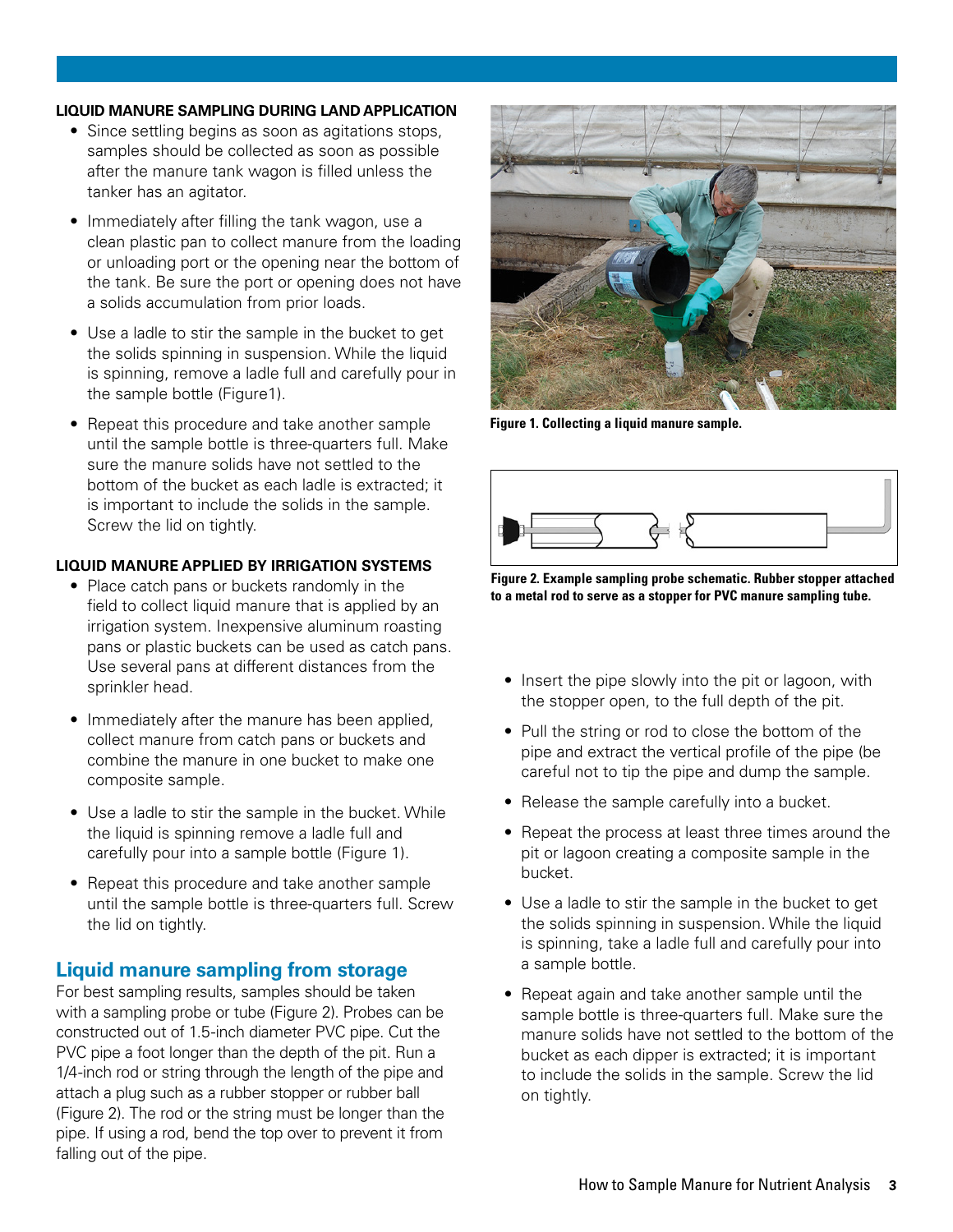**LIQUID MANURE SAMPLING DURING LAND APPLICATION**

- Since settling begins as soon as agitations stops, samples should be collected as soon as possible after the manure tank wagon is filled unless the tanker has an agitator.
- Immediately after filling the tank wagon, use a clean plastic pan to collect manure from the loading or unloading port or the opening near the bottom of the tank. Be sure the port or opening does not have a solids accumulation from prior loads.
- Use a ladle to stir the sample in the bucket to get the solids spinning in suspension. While the liquid is spinning, remove a ladle full and carefully pour in the sample bottle (Figure1).
- Repeat this procedure and take another sample until the sample bottle is three-quarters full. Make sure the manure solids have not settled to the bottom of the bucket as each ladle is extracted; it is important to include the solids in the sample. Screw the lid on tightly.

**LIQUID MANURE APPLIED BY IRRIGATION SYSTEMS**

- Place catch pans or buckets randomly in the field to collect liquid manure that is applied by an irrigation system. Inexpensive aluminum roasting pans or plastic buckets can be used as catch pans. Use several pans at different distances from the sprinkler head.
- Immediately after the manure has been applied, collect manure from catch pans or buckets and combine the manure in one bucket to make one composite sample.
- Use a ladle to stir the sample in the bucket. While the liquid is spinning remove a ladle full and carefully pour into a sample bottle (Figure 1).
- Repeat this procedure and take another sample until the sample bottle is three-quarters full. Screw the lid on tightly.

## Liquid manure sampling from storage

For best sampling results, samples should be taken with a sampling probe or tube (Figure 2). Probes can be constructed out of 1.5-inch diameter PVC pipe. Cut the PVC pipe a foot longer than the depth of the pit. Run a 1/4-inch rod or string through the length of the pipe and attach a plug such as a rubber stopper or rubber ball (Figure 2). The rod or the string must be longer than the pipe. If using a rod, bend the top over to prevent it from falling out of the pipe.

**Figure 1. Collecting a liquid manure sample.**

**Figure 2. Example sampling probe schematic. Rubber stopper attached to a metal rod to serve as a stopper for PVC manure sampling tube.**

- Insert the pipe slowly into the pit or lagoon, with the stopper open, to the full depth of the pit.
- Pull the string or rod to close the bottom of the pipe and extract the vertical profile of the pipe (be careful not to tip the pipe and dump the sample.
- Release the sample carefully into a bucket.
- Repeat the process at least three times around the pit or lagoon creating a composite sample in the bucket.
- Use a ladle to stir the sample in the bucket to get the solids spinning in suspension. While the liquid is spinning, take a ladle full and carefully pour into a sample bottle.
- Repeat again and take another sample until the sample bottle is three-quarters full. Make sure the manure solids have not settled to the bottom of the bucket as each dipper is extracted; it is important to include the solids in the sample. Screw the lid on tightly.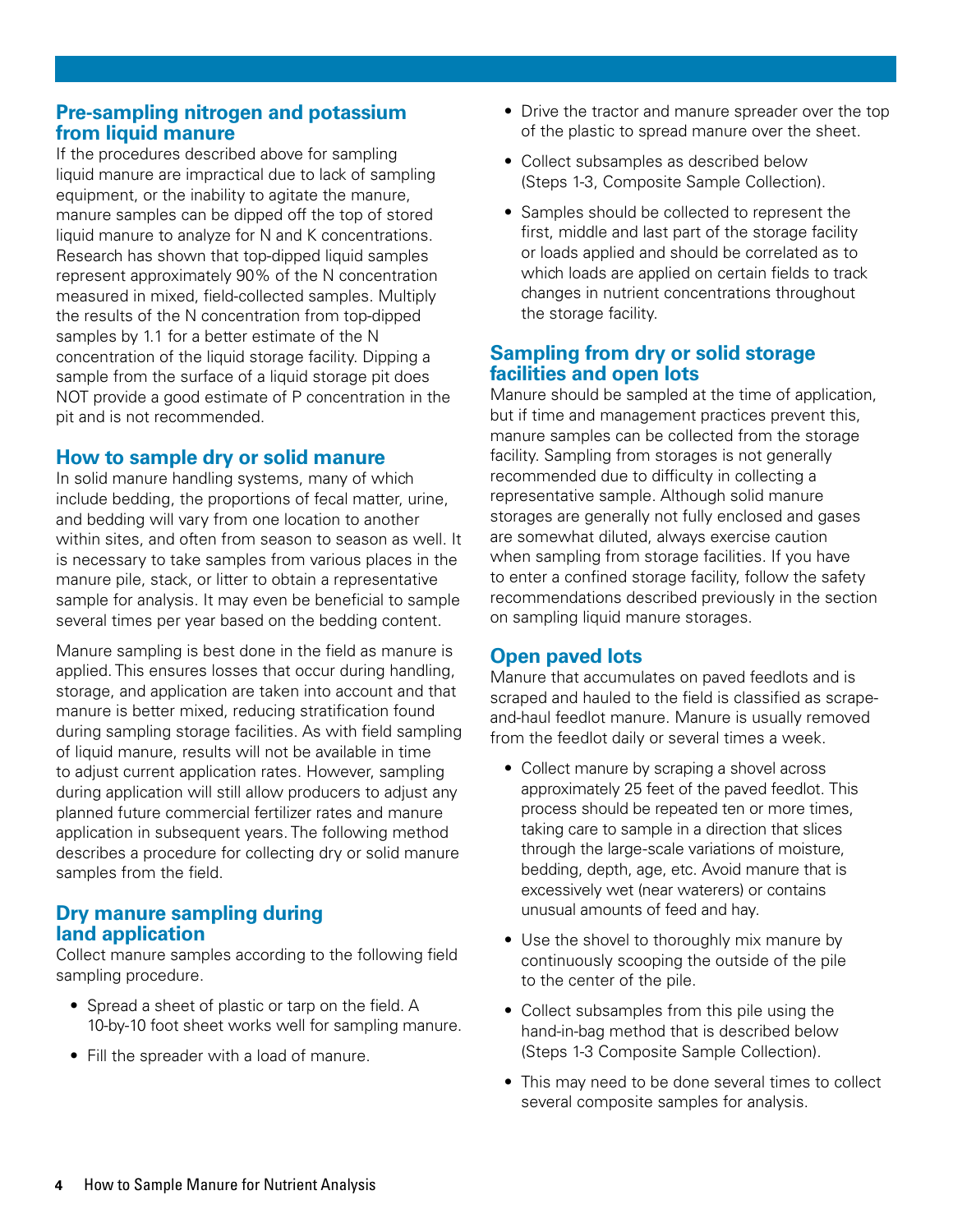## Pre-sampling nitrogen and potassium from liquid manure

If the procedures described above for sampling liquid manure are impractical due to lack of sampling equipment, or the inability to agitate the manure, manure samples can be dipped off the top of stored liquid manure to analyze for N and K concentrations. Research has shown that top-dipped liquid samples represent approximately 90% of the N concentration measured in mixed, field-collected samples. Multiply the results of the N concentration from top-dipped samples by 1.1 for a better estimate of the N concentration of the liquid storage facility. Dipping a sample from the surface of a liquid storage pit does NOT provide a good estimate of P concentration in the pit and is not recommended.

## How to sample dry or solid manure

In solid manure handling systems, many of which include bedding, the proportions of fecal matter, urine, and bedding will vary from one location to another within sites, and often from season to season as well. It is necessary to take samples from various places in the manure pile, stack, or litter to obtain a representative sample for analysis. It may even be beneficial to sample several times per year based on the bedding content.

Manure sampling is best done in the field as manure is applied. This ensures losses that occur during handling, storage, and application are taken into account and that manure is better mixed, reducing stratification found during sampling storage facilities. As with field sampling of liquid manure, results will not be available in time to adjust current application rates. However, sampling during application will still allow producers to adjust any planned future commercial fertilizer rates and manure application in subsequent years. The following method describes a procedure for collecting dry or solid manure samples from the field.

## Dry manure sampling during land application

Collect manure samples according to the following field sampling procedure.

- Spread a sheet of plastic or tarp on the field. A 10-by-10 foot sheet works well for sampling manure.
- Fill the spreader with a load of manure.
- Drive the tractor and manure spreader over the top of the plastic to spread manure over the sheet.
- Collect subsamples as described below (Steps 1-3, Composite Sample Collection).
- Samples should be collected to represent the first, middle and last part of the storage facility or loads applied and should be correlated as to which loads are applied on certain fields to track changes in nutrient concentrations throughout the storage facility.

## Sampling from dry or solid storage facilities and open lots

Manure should be sampled at the time of application, but if time and management practices prevent this, manure samples can be collected from the storage facility. Sampling from storages is not generally recommended due to difficulty in collecting a representative sample. Although solid manure storages are generally not fully enclosed and gases are somewhat diluted, always exercise caution when sampling from storage facilities. If you have to enter a confined storage facility, follow the safety recommendations described previously in the section on sampling liquid manure storages.

## Open paved lots

Manure that accumulates on paved feedlots and is scraped and hauled to the field is classified as scrape-and-haul feedlot manure. Manure is usually removed from the feedlot daily or several times a week.

- Collect manure by scraping a shovel across approximately 25 feet of the paved feedlot. This process should be repeated ten or more times, taking care to sample in a direction that slices through the large-scale variations of moisture, bedding, depth, age, etc. Avoid manure that is excessively wet (near waterers) or contains unusual amounts of feed and hay.
- Use the shovel to thoroughly mix manure by continuously scooping the outside of the pile to the center of the pile.
- Collect subsamples from this pile using the hand-in-bag method that is described below (Steps 1-3 Composite Sample Collection).
- This may need to be done several times to collect several composite samples for analysis.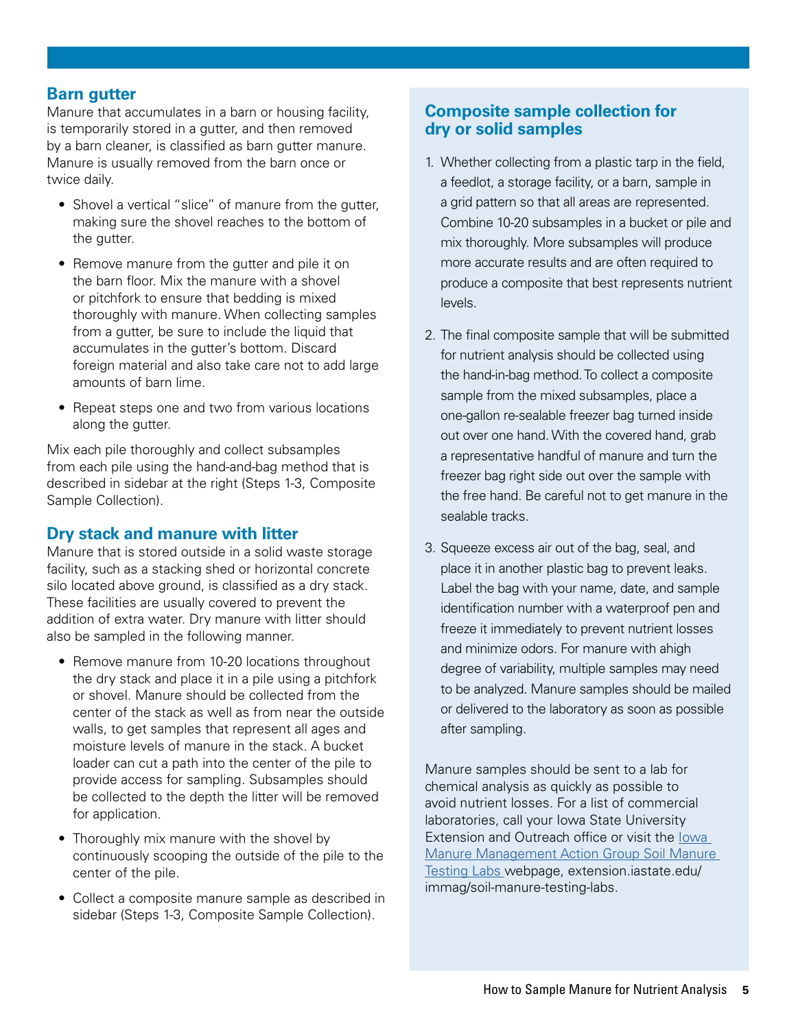## Barn gutter

Manure that accumulates in a barn or housing facility, is temporarily stored in a gutter, and then removed by a barn cleaner, is classified as barn gutter manure. Manure is usually removed from the barn once or twice daily.

- Shovel a vertical "slice" of manure from the gutter, making sure the shovel reaches to the bottom of the gutter.
- Remove manure from the gutter and pile it on the barn floor. Mix the manure with a shovel or pitchfork to ensure that bedding is mixed thoroughly with manure. When collecting samples from a gutter, be sure to include the liquid that accumulates in the gutter's bottom. Discard foreign material and also take care not to add large amounts of barn lime.
- Repeat steps one and two from various locations along the gutter.

Mix each pile thoroughly and collect subsamples from each pile using the hand-and-bag method that is described in sidebar at the right (Steps 1-3, Composite Sample Collection).

## Dry stack and manure with litter

Manure that is stored outside in a solid waste storage facility, such as a stacking shed or horizontal concrete silo located above ground, is classified as a dry stack. These facilities are usually covered to prevent the addition of extra water. Dry manure with litter should also be sampled in the following manner.

- Remove manure from 10-20 locations throughout the dry stack and place it in a pile using a pitchfork or shovel. Manure should be collected from the center of the stack as well as from near the outside walls, to get samples that represent all ages and moisture levels of manure in the stack. A bucket loader can cut a path into the center of the pile to provide access for sampling. Subsamples should be collected to the depth the litter will be removed for application.
- Thoroughly mix manure with the shovel by continuously scooping the outside of the pile to the center of the pile.
- Collect a composite manure sample as described in sidebar (Steps 1-3, Composite Sample Collection).

## Composite sample collection for dry or solid samples

1. Whether collecting from a plastic tarp in the field, a feedlot, a storage facility, or a barn, sample in a grid pattern so that all areas are represented. Combine 10-20 subsamples in a bucket or pile and mix thoroughly. More subsamples will produce more accurate results and are often required to produce a composite that best represents nutrient levels.
2. The final composite sample that will be submitted for nutrient analysis should be collected using the hand-in-bag method. To collect a composite sample from the mixed subsamples, place a one-gallon re-sealable freezer bag turned inside out over one hand. With the covered hand, grab a representative handful of manure and turn the freezer bag right side out over the sample with the free hand. Be careful not to get manure in the sealable tracks.
3. Squeeze excess air out of the bag, seal, and place it in another plastic bag to prevent leaks. Label the bag with your name, date, and sample identification number with a waterproof pen and freeze it immediately to prevent nutrient losses and minimize odors. For manure with ahigh degree of variability, multiple samples may need to be analyzed. Manure samples should be mailed or delivered to the laboratory as soon as possible after sampling.

Manure samples should be sent to a lab for chemical analysis as quickly as possible to avoid nutrient losses. For a list of commercial laboratories, call your Iowa State University Extension and Outreach office or visit the Iowa Manure Management Action Group Soil Manure Testing Labs webpage, extension.iastate.edu/immag/soil-manure-testing-labs.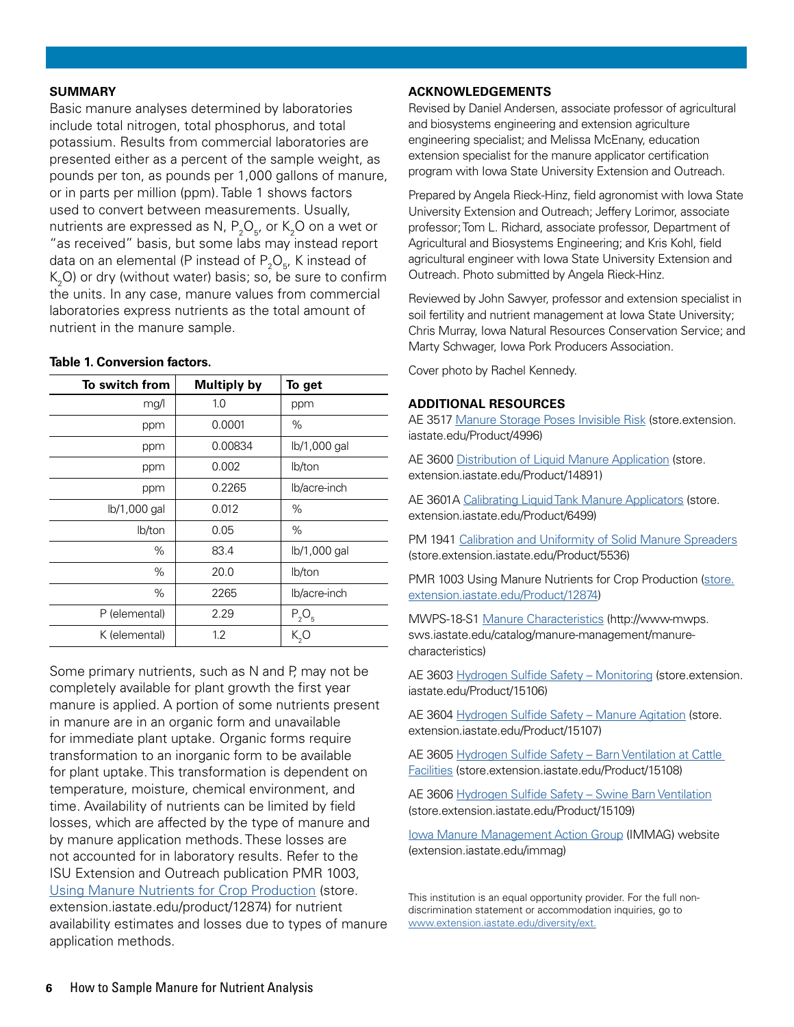## SUMMARY

Basic manure analyses determined by laboratories include total nitrogen, total phosphorus, and total potassium. Results from commercial laboratories are presented either as a percent of the sample weight, as pounds per ton, as pounds per 1,000 gallons of manure, or in parts per million (ppm). Table 1 shows factors used to convert between measurements. Usually, nutrients are expressed as N, $P_2O_5$, or $K_2O$ on a wet or "as received" basis, but some labs may instead report data on an elemental (P instead of $P_2O_5$, K instead of $K_2O$) or dry (without water) basis; so, be sure to confirm the units. In any case, manure values from commercial laboratories express nutrients as the total amount of nutrient in the manure sample.

**Table 1. Conversion factors.**

| To switch from | Multiply by | To get |
|---|---|---|
| mg/l | 1.0 | ppm |
| ppm | 0.0001 | % |
| ppm | 0.00834 | lb/1,000 gal |
| ppm | 0.002 | lb/ton |
| ppm | 0.2265 | lb/acre-inch |
| lb/1,000 gal | 0.012 | % |
| lb/ton | 0.05 | % |
| % | 83.4 | lb/1,000 gal |
| % | 20.0 | lb/ton |
| % | 2265 | lb/acre-inch |
| P (elemental) | 2.29 | $P_2O_5$ |
| K (elemental) | 1.2 | $K_2O$ |

Some primary nutrients, such as N and P, may not be completely available for plant growth the first year manure is applied. A portion of some nutrients present in manure are in an organic form and unavailable for immediate plant uptake. Organic forms require transformation to an inorganic form to be available for plant uptake. This transformation is dependent on temperature, moisture, chemical environment, and time. Availability of nutrients can be limited by field losses, which are affected by the type of manure and by manure application methods. These losses are not accounted for in laboratory results. Refer to the ISU Extension and Outreach publication PMR 1003, Using Manure Nutrients for Crop Production (store.extension.iastate.edu/product/12874) for nutrient availability estimates and losses due to types of manure application methods.

## ACKNOWLEDGEMENTS

Revised by Daniel Andersen, associate professor of agricultural and biosystems engineering and extension agriculture engineering specialist; and Melissa McEnany, education extension specialist for the manure applicator certification program with Iowa State University Extension and Outreach.

Prepared by Angela Rieck-Hinz, field agronomist with Iowa State University Extension and Outreach; Jeffery Lorimor, associate professor; Tom L. Richard, associate professor, Department of Agricultural and Biosystems Engineering; and Kris Kohl, field agricultural engineer with Iowa State University Extension and Outreach. Photo submitted by Angela Rieck-Hinz.

Reviewed by John Sawyer, professor and extension specialist in soil fertility and nutrient management at Iowa State University; Chris Murray, Iowa Natural Resources Conservation Service; and Marty Schwager, Iowa Pork Producers Association.

Cover photo by Rachel Kennedy.

## ADDITIONAL RESOURCES

AE 3517 Manure Storage Poses Invisible Risk (store.extension.iastate.edu/Product/4996)

AE 3600 Distribution of Liquid Manure Application (store.extension.iastate.edu/Product/14891)

AE 3601A Calibrating Liquid Tank Manure Applicators (store.extension.iastate.edu/Product/6499)

PM 1941 Calibration and Uniformity of Solid Manure Spreaders (store.extension.iastate.edu/Product/5536)

PMR 1003 Using Manure Nutrients for Crop Production (store.extension.iastate.edu/Product/12874)

MWPS-18-S1 Manure Characteristics (http://www-mwps.sws.iastate.edu/catalog/manure-management/manure-characteristics)

AE 3603 Hydrogen Sulfide Safety – Monitoring (store.extension.iastate.edu/Product/15106)

AE 3604 Hydrogen Sulfide Safety – Manure Agitation (store.extension.iastate.edu/Product/15107)

AE 3605 Hydrogen Sulfide Safety – Barn Ventilation at Cattle Facilities (store.extension.iastate.edu/Product/15108)

AE 3606 Hydrogen Sulfide Safety – Swine Barn Ventilation (store.extension.iastate.edu/Product/15109)

Iowa Manure Management Action Group (IMMAG) website (extension.iastate.edu/immag)

This institution is an equal opportunity provider. For the full non-discrimination statement or accommodation inquiries, go to www.extension.iastate.edu/diversity/ext.